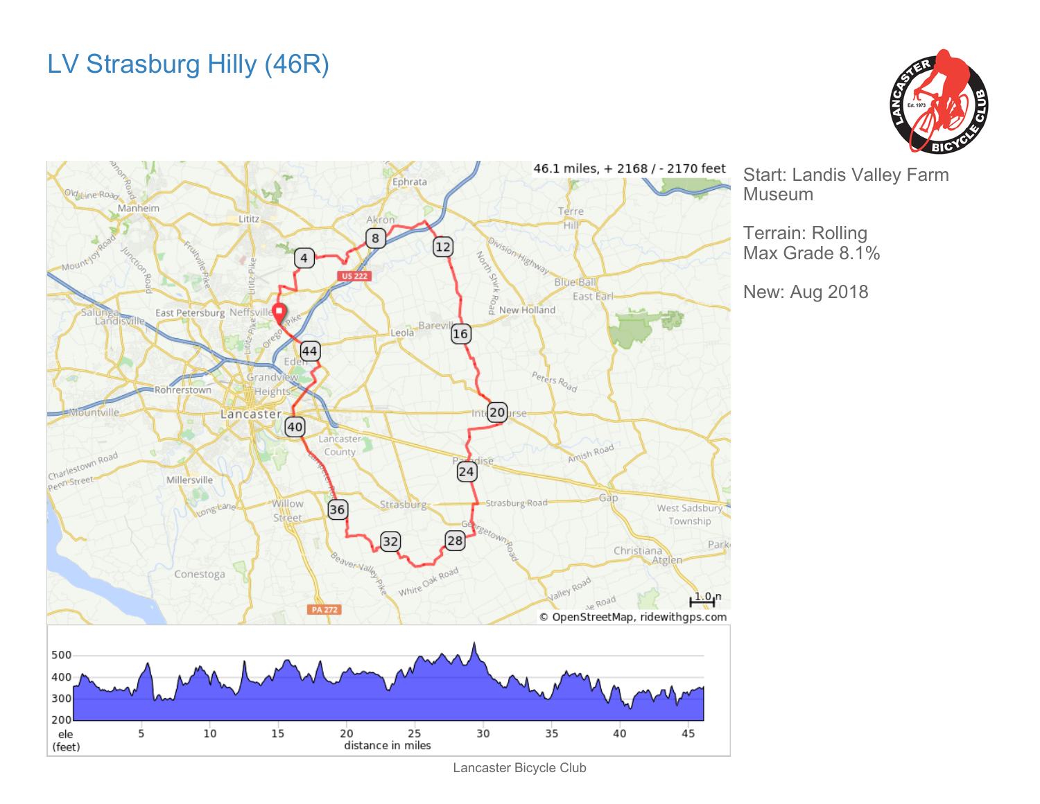# LV Strasburg Hilly (46R)

46.1 miles, + 2168 / - 2170 feet

Start: Landis Valley Farm Museum

Terrain: Rolling
Max Grade 8.1%

New: Aug 2018

Lancaster Bicycle Club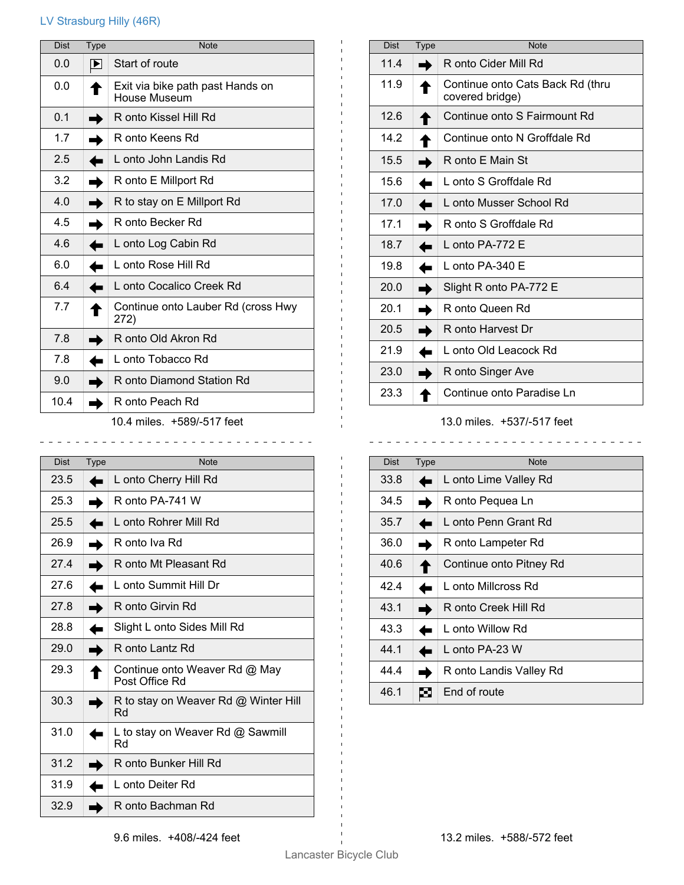LV Strasburg Hilly (46R)

| Dist | Type | Note |
| --- | --- | --- |
| 0.0 | ▶ | Start of route |
| 0.0 | ↑ | Exit via bike path past Hands on House Museum |
| 0.1 | → | R onto Kissel Hill Rd |
| 1.7 | → | R onto Keens Rd |
| 2.5 | ← | L onto John Landis Rd |
| 3.2 | → | R onto E Millport Rd |
| 4.0 | → | R to stay on E Millport Rd |
| 4.5 | → | R onto Becker Rd |
| 4.6 | ← | L onto Log Cabin Rd |
| 6.0 | ← | L onto Rose Hill Rd |
| 6.4 | ← | L onto Cocalico Creek Rd |
| 7.7 | ↑ | Continue onto Lauber Rd (cross Hwy 272) |
| 7.8 | → | R onto Old Akron Rd |
| 7.8 | ← | L onto Tobacco Rd |
| 9.0 | → | R onto Diamond Station Rd |
| 10.4 | → | R onto Peach Rd |

10.4 miles. +589/-517 feet

| Dist | Type | Note |
| --- | --- | --- |
| 11.4 | → | R onto Cider Mill Rd |
| 11.9 | ↑ | Continue onto Cats Back Rd (thru covered bridge) |
| 12.6 | ↑ | Continue onto S Fairmount Rd |
| 14.2 | ↑ | Continue onto N Groffdale Rd |
| 15.5 | → | R onto E Main St |
| 15.6 | ← | L onto S Groffdale Rd |
| 17.0 | ← | L onto Musser School Rd |
| 17.1 | → | R onto S Groffdale Rd |
| 18.7 | ← | L onto PA-772 E |
| 19.8 | ← | L onto PA-340 E |
| 20.0 | → | Slight R onto PA-772 E |
| 20.1 | → | R onto Queen Rd |
| 20.5 | → | R onto Harvest Dr |
| 21.9 | ← | L onto Old Leacock Rd |
| 23.0 | → | R onto Singer Ave |
| 23.3 | ↑ | Continue onto Paradise Ln |

13.0 miles. +537/-517 feet

| Dist | Type | Note |
| --- | --- | --- |
| 23.5 | ← | L onto Cherry Hill Rd |
| 25.3 | → | R onto PA-741 W |
| 25.5 | ← | L onto Rohrer Mill Rd |
| 26.9 | → | R onto Iva Rd |
| 27.4 | → | R onto Mt Pleasant Rd |
| 27.6 | ← | L onto Summit Hill Dr |
| 27.8 | → | R onto Girvin Rd |
| 28.8 | ← | Slight L onto Sides Mill Rd |
| 29.0 | → | R onto Lantz Rd |
| 29.3 | ↑ | Continue onto Weaver Rd @ May Post Office Rd |
| 30.3 | → | R to stay on Weaver Rd @ Winter Hill Rd |
| 31.0 | ← | L to stay on Weaver Rd @ Sawmill Rd |
| 31.2 | → | R onto Bunker Hill Rd |
| 31.9 | ← | L onto Deiter Rd |
| 32.9 | → | R onto Bachman Rd |

9.6 miles. +408/-424 feet

| Dist | Type | Note |
| --- | --- | --- |
| 33.8 | ← | L onto Lime Valley Rd |
| 34.5 | → | R onto Pequea Ln |
| 35.7 | ← | L onto Penn Grant Rd |
| 36.0 | → | R onto Lampeter Rd |
| 40.6 | ↑ | Continue onto Pitney Rd |
| 42.4 | ← | L onto Millcross Rd |
| 43.1 | → | R onto Creek Hill Rd |
| 43.3 | ← | L onto Willow Rd |
| 44.1 | ← | L onto PA-23 W |
| 44.4 | → | R onto Landis Valley Rd |
| 46.1 | 🏁 | End of route |

13.2 miles. +588/-572 feet

Lancaster Bicycle Club